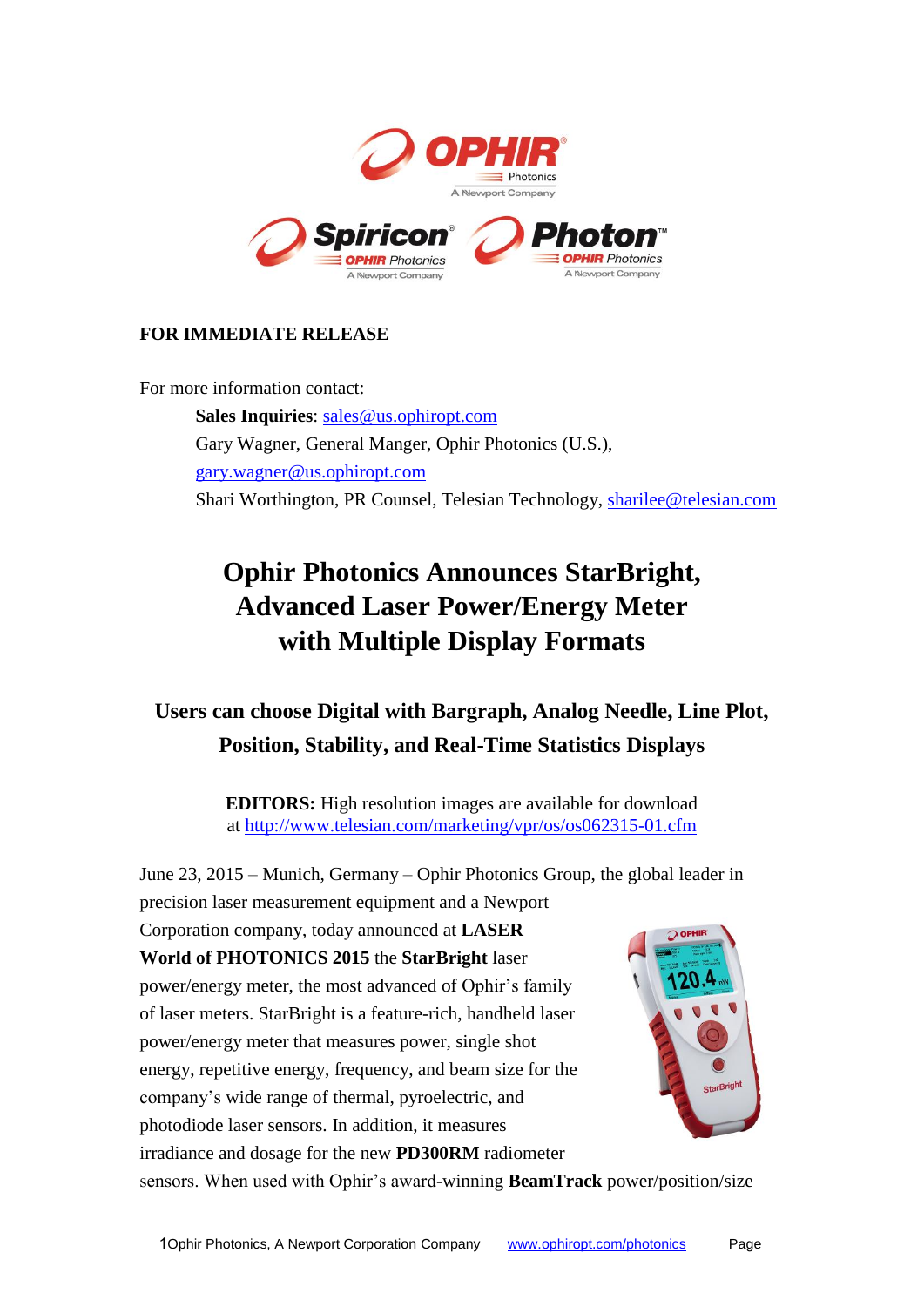**FOR IMMEDIATE RELEASE**

For more information contact:

**Sales Inquiries**: sales@us.ophiropt.com
Gary Wagner, General Manger, Ophir Photonics (U.S.), gary.wagner@us.ophiropt.com
Shari Worthington, PR Counsel, Telesian Technology, sharilee@telesian.com

# Ophir Photonics Announces StarBright, Advanced Laser Power/Energy Meter with Multiple Display Formats

## Users can choose Digital with Bargraph, Analog Needle, Line Plot, Position, Stability, and Real-Time Statistics Displays

**EDITORS:** High resolution images are available for download at http://www.telesian.com/marketing/vpr/os/os062315-01.cfm

June 23, 2015 – Munich, Germany – Ophir Photonics Group, the global leader in precision laser measurement equipment and a Newport Corporation company, today announced at **LASER World of PHOTONICS 2015** the **StarBright** laser power/energy meter, the most advanced of Ophir's family of laser meters. StarBright is a feature-rich, handheld laser power/energy meter that measures power, single shot energy, repetitive energy, frequency, and beam size for the company's wide range of thermal, pyroelectric, and photodiode laser sensors. In addition, it measures irradiance and dosage for the new **PD300RM** radiometer sensors. When used with Ophir's award-winning **BeamTrack** power/position/size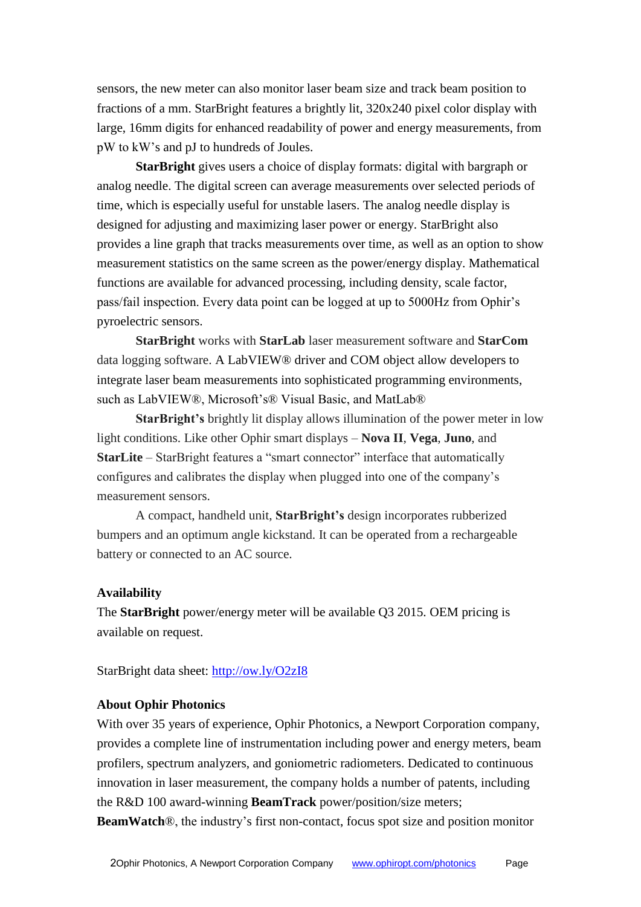sensors, the new meter can also monitor laser beam size and track beam position to fractions of a mm. StarBright features a brightly lit, 320x240 pixel color display with large, 16mm digits for enhanced readability of power and energy measurements, from pW to kW's and pJ to hundreds of Joules.

**StarBright** gives users a choice of display formats: digital with bargraph or analog needle. The digital screen can average measurements over selected periods of time, which is especially useful for unstable lasers. The analog needle display is designed for adjusting and maximizing laser power or energy. StarBright also provides a line graph that tracks measurements over time, as well as an option to show measurement statistics on the same screen as the power/energy display. Mathematical functions are available for advanced processing, including density, scale factor, pass/fail inspection. Every data point can be logged at up to 5000Hz from Ophir's pyroelectric sensors.

**StarBright** works with **StarLab** laser measurement software and **StarCom** data logging software. A LabVIEW® driver and COM object allow developers to integrate laser beam measurements into sophisticated programming environments, such as LabVIEW®, Microsoft's® Visual Basic, and MatLab®

**StarBright's** brightly lit display allows illumination of the power meter in low light conditions. Like other Ophir smart displays – **Nova II**, **Vega**, **Juno**, and **StarLite** – StarBright features a "smart connector" interface that automatically configures and calibrates the display when plugged into one of the company's measurement sensors.

A compact, handheld unit, **StarBright's** design incorporates rubberized bumpers and an optimum angle kickstand. It can be operated from a rechargeable battery or connected to an AC source.

**Availability**

The **StarBright** power/energy meter will be available Q3 2015. OEM pricing is available on request.

StarBright data sheet: http://ow.ly/O2zI8

**About Ophir Photonics**

With over 35 years of experience, Ophir Photonics, a Newport Corporation company, provides a complete line of instrumentation including power and energy meters, beam profilers, spectrum analyzers, and goniometric radiometers. Dedicated to continuous innovation in laser measurement, the company holds a number of patents, including the R&D 100 award-winning **BeamTrack** power/position/size meters; **BeamWatch**®, the industry's first non-contact, focus spot size and position monitor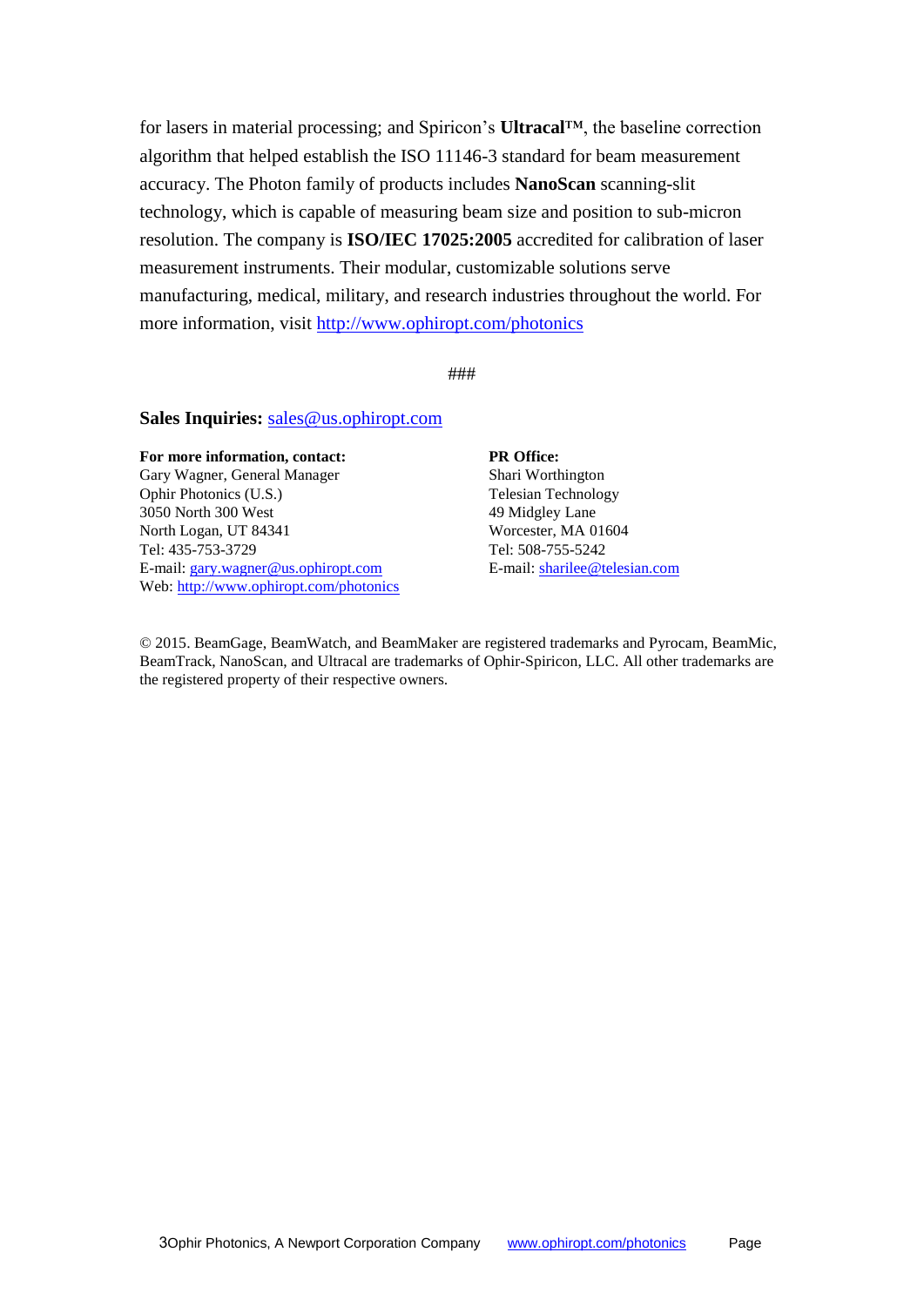for lasers in material processing; and Spiricon's **Ultracal**™, the baseline correction algorithm that helped establish the ISO 11146-3 standard for beam measurement accuracy. The Photon family of products includes **NanoScan** scanning-slit technology, which is capable of measuring beam size and position to sub-micron resolution. The company is **ISO/IEC 17025:2005** accredited for calibration of laser measurement instruments. Their modular, customizable solutions serve manufacturing, medical, military, and research industries throughout the world. For more information, visit http://www.ophiropt.com/photonics

###

**Sales Inquiries:** sales@us.ophiropt.com

**For more information, contact:**
Gary Wagner, General Manager
Ophir Photonics (U.S.)
3050 North 300 West
North Logan, UT 84341
Tel: 435-753-3729
E-mail: gary.wagner@us.ophiropt.com
Web: http://www.ophiropt.com/photonics

**PR Office:**
Shari Worthington
Telesian Technology
49 Midgley Lane
Worcester, MA 01604
Tel: 508-755-5242
E-mail: sharilee@telesian.com

© 2015. BeamGage, BeamWatch, and BeamMaker are registered trademarks and Pyrocam, BeamMic, BeamTrack, NanoScan, and Ultracal are trademarks of Ophir-Spiricon, LLC. All other trademarks are the registered property of their respective owners.